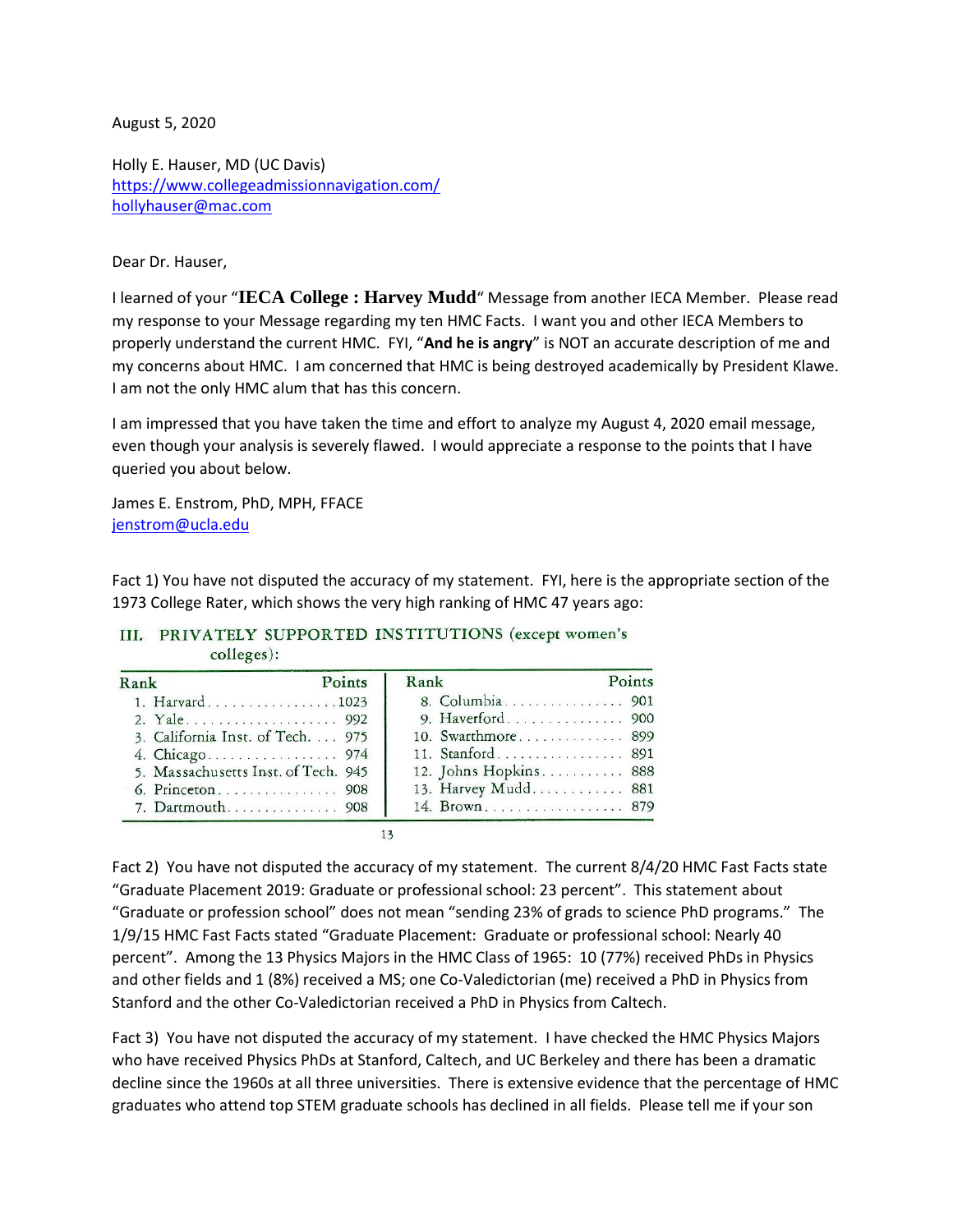August 5, 2020

Holly E. Hauser, MD (UC Davis)
https://www.collegeadmissionnavigation.com/
hollyhauser@mac.com

Dear Dr. Hauser,

I learned of your "**IECA College : Harvey Mudd**" Message from another IECA Member. Please read my response to your Message regarding my ten HMC Facts. I want you and other IECA Members to properly understand the current HMC. FYI, "**And he is angry**" is NOT an accurate description of me and my concerns about HMC. I am concerned that HMC is being destroyed academically by President Klawe. I am not the only HMC alum that has this concern.

I am impressed that you have taken the time and effort to analyze my August 4, 2020 email message, even though your analysis is severely flawed. I would appreciate a response to the points that I have queried you about below.

James E. Enstrom, PhD, MPH, FFACE
jenstrom@ucla.edu

Fact 1) You have not disputed the accuracy of my statement. FYI, here is the appropriate section of the 1973 College Rater, which shows the very high ranking of HMC 47 years ago:

III. PRIVATELY SUPPORTED INSTITUTIONS (except women's colleges):

| Rank | Points | Rank | Points |
|---|---|---|---|
| 1. Harvard | 1023 | 8. Columbia | 901 |
| 2. Yale | 992 | 9. Haverford | 900 |
| 3. California Inst. of Tech. | 975 | 10. Swarthmore | 899 |
| 4. Chicago | 974 | 11. Stanford | 891 |
| 5. Massachusetts Inst. of Tech. | 945 | 12. Johns Hopkins | 888 |
| 6. Princeton | 908 | 13. Harvey Mudd | 881 |
| 7. Dartmouth | 908 | 14. Brown | 879 |

13

Fact 2) You have not disputed the accuracy of my statement. The current 8/4/20 HMC Fast Facts state "Graduate Placement 2019: Graduate or professional school: 23 percent". This statement about "Graduate or profession school" does not mean "sending 23% of grads to science PhD programs." The 1/9/15 HMC Fast Facts stated "Graduate Placement: Graduate or professional school: Nearly 40 percent". Among the 13 Physics Majors in the HMC Class of 1965: 10 (77%) received PhDs in Physics and other fields and 1 (8%) received a MS; one Co-Valedictorian (me) received a PhD in Physics from Stanford and the other Co-Valedictorian received a PhD in Physics from Caltech.

Fact 3) You have not disputed the accuracy of my statement. I have checked the HMC Physics Majors who have received Physics PhDs at Stanford, Caltech, and UC Berkeley and there has been a dramatic decline since the 1960s at all three universities. There is extensive evidence that the percentage of HMC graduates who attend top STEM graduate schools has declined in all fields. Please tell me if your son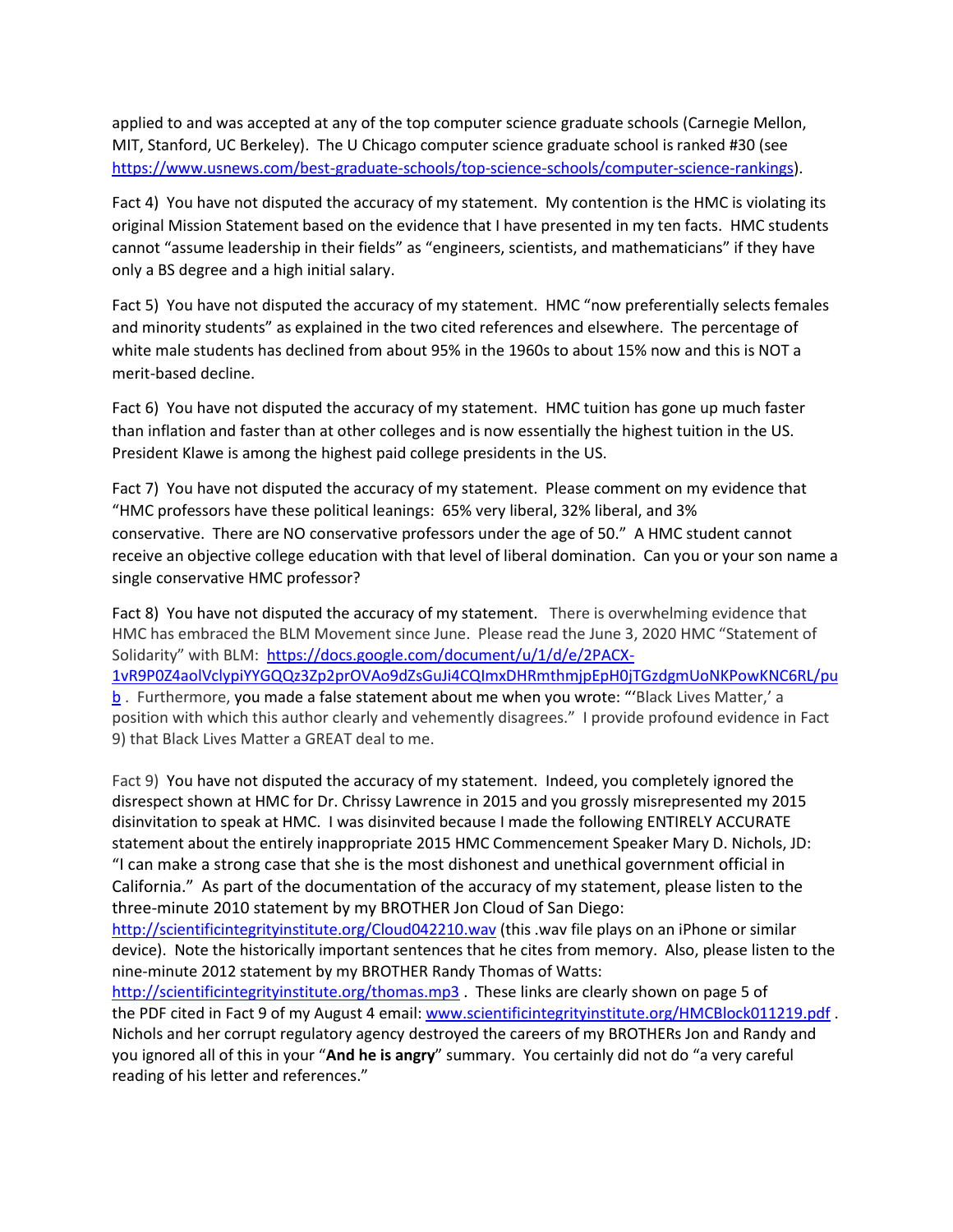applied to and was accepted at any of the top computer science graduate schools (Carnegie Mellon, MIT, Stanford, UC Berkeley). The U Chicago computer science graduate school is ranked #30 (see https://www.usnews.com/best-graduate-schools/top-science-schools/computer-science-rankings).

Fact 4) You have not disputed the accuracy of my statement. My contention is the HMC is violating its original Mission Statement based on the evidence that I have presented in my ten facts. HMC students cannot "assume leadership in their fields" as "engineers, scientists, and mathematicians" if they have only a BS degree and a high initial salary.

Fact 5) You have not disputed the accuracy of my statement. HMC "now preferentially selects females and minority students" as explained in the two cited references and elsewhere. The percentage of white male students has declined from about 95% in the 1960s to about 15% now and this is NOT a merit-based decline.

Fact 6) You have not disputed the accuracy of my statement. HMC tuition has gone up much faster than inflation and faster than at other colleges and is now essentially the highest tuition in the US. President Klawe is among the highest paid college presidents in the US.

Fact 7) You have not disputed the accuracy of my statement. Please comment on my evidence that "HMC professors have these political leanings: 65% very liberal, 32% liberal, and 3% conservative. There are NO conservative professors under the age of 50." A HMC student cannot receive an objective college education with that level of liberal domination. Can you or your son name a single conservative HMC professor?

Fact 8) You have not disputed the accuracy of my statement. There is overwhelming evidence that HMC has embraced the BLM Movement since June. Please read the June 3, 2020 HMC "Statement of Solidarity" with BLM: https://docs.google.com/document/u/1/d/e/2PACX-1vR9P0Z4aolVclypiYYGQQz3Zp2prOVAo9dZsGuJi4CQImxDHRmthmjpEpH0jTGzdgmUoNKPowKNC6RL/pub . Furthermore, you made a false statement about me when you wrote: "'Black Lives Matter,' a position with which this author clearly and vehemently disagrees." I provide profound evidence in Fact 9) that Black Lives Matter a GREAT deal to me.

Fact 9) You have not disputed the accuracy of my statement. Indeed, you completely ignored the disrespect shown at HMC for Dr. Chrissy Lawrence in 2015 and you grossly misrepresented my 2015 disinvitation to speak at HMC. I was disinvited because I made the following ENTIRELY ACCURATE statement about the entirely inappropriate 2015 HMC Commencement Speaker Mary D. Nichols, JD: "I can make a strong case that she is the most dishonest and unethical government official in California." As part of the documentation of the accuracy of my statement, please listen to the three-minute 2010 statement by my BROTHER Jon Cloud of San Diego: http://scientificintegrityinstitute.org/Cloud042210.wav (this .wav file plays on an iPhone or similar device). Note the historically important sentences that he cites from memory. Also, please listen to the nine-minute 2012 statement by my BROTHER Randy Thomas of Watts: http://scientificintegrityinstitute.org/thomas.mp3 . These links are clearly shown on page 5 of the PDF cited in Fact 9 of my August 4 email: www.scientificintegrityinstitute.org/HMCBlock011219.pdf . Nichols and her corrupt regulatory agency destroyed the careers of my BROTHERs Jon and Randy and you ignored all of this in your "**And he is angry**" summary. You certainly did not do "a very careful reading of his letter and references."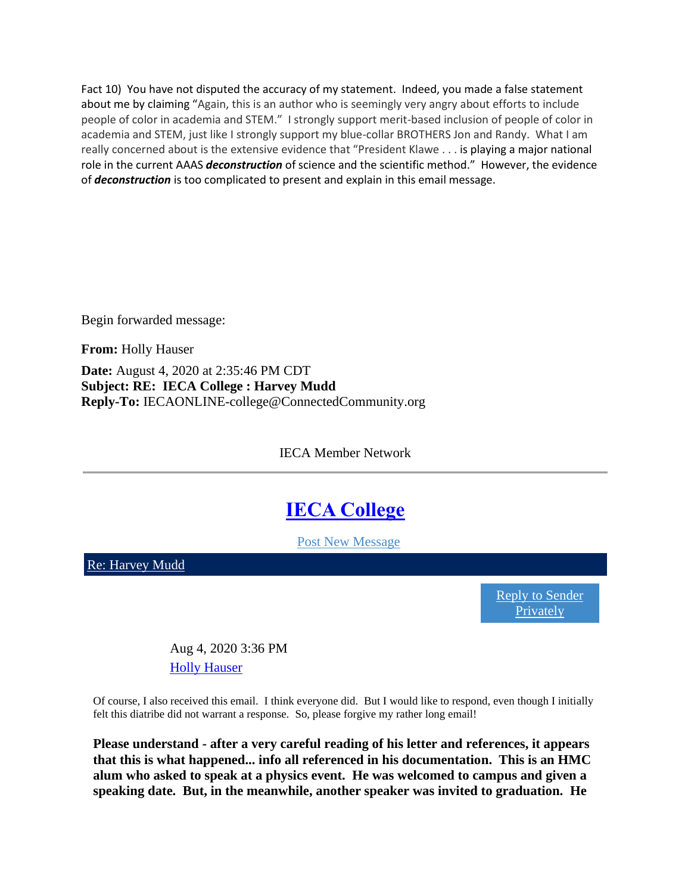Fact 10) You have not disputed the accuracy of my statement. Indeed, you made a false statement about me by claiming "Again, this is an author who is seemingly very angry about efforts to include people of color in academia and STEM." I strongly support merit-based inclusion of people of color in academia and STEM, just like I strongly support my blue-collar BROTHERS Jon and Randy. What I am really concerned about is the extensive evidence that "President Klawe . . . is playing a major national role in the current AAAS ***deconstruction*** of science and the scientific method." However, the evidence of ***deconstruction*** is too complicated to present and explain in this email message.

Begin forwarded message:

**From:** Holly Hauser

**Date:** August 4, 2020 at 2:35:46 PM CDT
**Subject: RE: IECA College : Harvey Mudd**
**Reply-To:** IECAONLINE-college@ConnectedCommunity.org

IECA Member Network

# IECA College

Post New Message

Re: Harvey Mudd

Reply to Sender Privately

Aug 4, 2020 3:36 PM
Holly Hauser

Of course, I also received this email. I think everyone did. But I would like to respond, even though I initially felt this diatribe did not warrant a response. So, please forgive my rather long email!

**Please understand - after a very careful reading of his letter and references, it appears that this is what happened... info all referenced in his documentation. This is an HMC alum who asked to speak at a physics event. He was welcomed to campus and given a speaking date. But, in the meanwhile, another speaker was invited to graduation. He**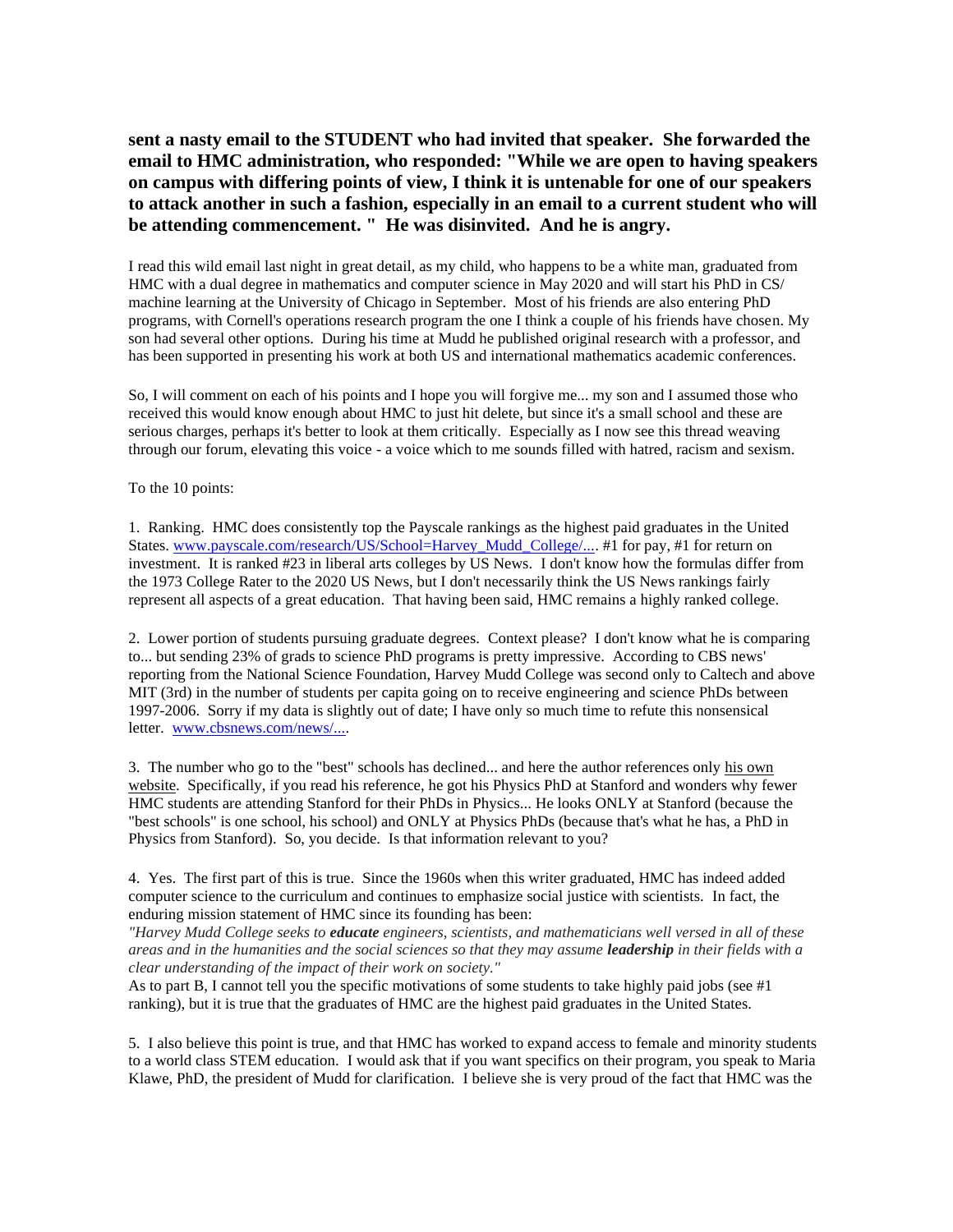**sent a nasty email to the STUDENT who had invited that speaker. She forwarded the email to HMC administration, who responded: "While we are open to having speakers on campus with differing points of view, I think it is untenable for one of our speakers to attack another in such a fashion, especially in an email to a current student who will be attending commencement. " He was disinvited. And he is angry.**

I read this wild email last night in great detail, as my child, who happens to be a white man, graduated from HMC with a dual degree in mathematics and computer science in May 2020 and will start his PhD in CS/ machine learning at the University of Chicago in September. Most of his friends are also entering PhD programs, with Cornell's operations research program the one I think a couple of his friends have chosen. My son had several other options. During his time at Mudd he published original research with a professor, and has been supported in presenting his work at both US and international mathematics academic conferences.

So, I will comment on each of his points and I hope you will forgive me... my son and I assumed those who received this would know enough about HMC to just hit delete, but since it's a small school and these are serious charges, perhaps it's better to look at them critically. Especially as I now see this thread weaving through our forum, elevating this voice - a voice which to me sounds filled with hatred, racism and sexism.

To the 10 points:

1. Ranking. HMC does consistently top the Payscale rankings as the highest paid graduates in the United States. [www.payscale.com/research/US/School=Harvey_Mudd_College/...](www.payscale.com/research/US/School=Harvey_Mudd_College/...). #1 for pay, #1 for return on investment. It is ranked #23 in liberal arts colleges by US News. I don't know how the formulas differ from the 1973 College Rater to the 2020 US News, but I don't necessarily think the US News rankings fairly represent all aspects of a great education. That having been said, HMC remains a highly ranked college.

2. Lower portion of students pursuing graduate degrees. Context please? I don't know what he is comparing to... but sending 23% of grads to science PhD programs is pretty impressive. According to CBS news' reporting from the National Science Foundation, Harvey Mudd College was second only to Caltech and above MIT (3rd) in the number of students per capita going on to receive engineering and science PhDs between 1997-2006. Sorry if my data is slightly out of date; I have only so much time to refute this nonsensical letter. [www.cbsnews.com/news/...](www.cbsnews.com/news/...).

3. The number who go to the "best" schools has declined... and here the author references only <u>his own website</u>. Specifically, if you read his reference, he got his Physics PhD at Stanford and wonders why fewer HMC students are attending Stanford for their PhDs in Physics... He looks ONLY at Stanford (because the "best schools" is one school, his school) and ONLY at Physics PhDs (because that's what he has, a PhD in Physics from Stanford). So, you decide. Is that information relevant to you?

4. Yes. The first part of this is true. Since the 1960s when this writer graduated, HMC has indeed added computer science to the curriculum and continues to emphasize social justice with scientists. In fact, the enduring mission statement of HMC since its founding has been:
*"Harvey Mudd College seeks to **educate** engineers, scientists, and mathematicians well versed in all of these areas and in the humanities and the social sciences so that they may assume **leadership** in their fields with a clear understanding of the impact of their work on society."*
As to part B, I cannot tell you the specific motivations of some students to take highly paid jobs (see #1 ranking), but it is true that the graduates of HMC are the highest paid graduates in the United States.

5. I also believe this point is true, and that HMC has worked to expand access to female and minority students to a world class STEM education. I would ask that if you want specifics on their program, you speak to Maria Klawe, PhD, the president of Mudd for clarification. I believe she is very proud of the fact that HMC was the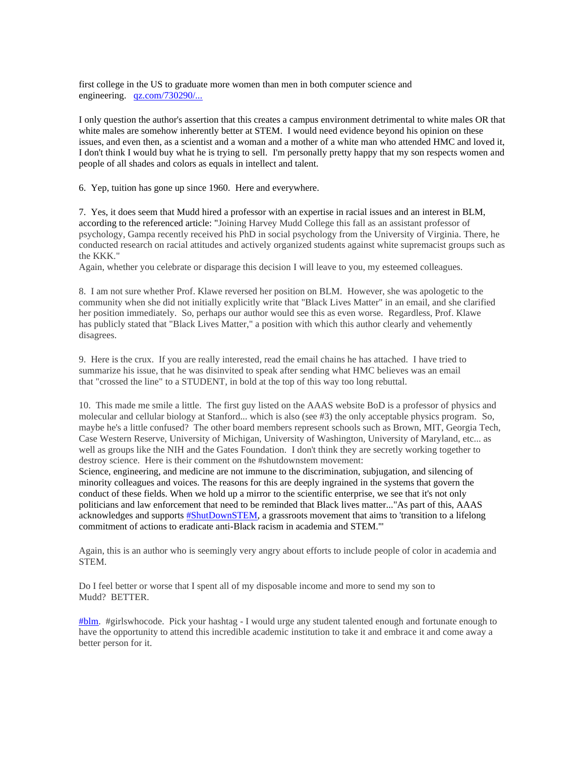first college in the US to graduate more women than men in both computer science and engineering. [qz.com/730290/...](qz.com/730290/...)

I only question the author's assertion that this creates a campus environment detrimental to white males OR that white males are somehow inherently better at STEM. I would need evidence beyond his opinion on these issues, and even then, as a scientist and a woman and a mother of a white man who attended HMC and loved it, I don't think I would buy what he is trying to sell. I'm personally pretty happy that my son respects women and people of all shades and colors as equals in intellect and talent.

6. Yep, tuition has gone up since 1960. Here and everywhere.

7. Yes, it does seem that Mudd hired a professor with an expertise in racial issues and an interest in BLM, according to the referenced article: "Joining Harvey Mudd College this fall as an assistant professor of psychology, Gampa recently received his PhD in social psychology from the University of Virginia. There, he conducted research on racial attitudes and actively organized students against white supremacist groups such as the KKK."
Again, whether you celebrate or disparage this decision I will leave to you, my esteemed colleagues.

8. I am not sure whether Prof. Klawe reversed her position on BLM. However, she was apologetic to the community when she did not initially explicitly write that "Black Lives Matter" in an email, and she clarified her position immediately. So, perhaps our author would see this as even worse. Regardless, Prof. Klawe has publicly stated that "Black Lives Matter," a position with which this author clearly and vehemently disagrees.

9. Here is the crux. If you are really interested, read the email chains he has attached. I have tried to summarize his issue, that he was disinvited to speak after sending what HMC believes was an email that "crossed the line" to a STUDENT, in bold at the top of this way too long rebuttal.

10. This made me smile a little. The first guy listed on the AAAS website BoD is a professor of physics and molecular and cellular biology at Stanford... which is also (see #3) the only acceptable physics program. So, maybe he's a little confused? The other board members represent schools such as Brown, MIT, Georgia Tech, Case Western Reserve, University of Michigan, University of Washington, University of Maryland, etc... as well as groups like the NIH and the Gates Foundation. I don't think they are secretly working together to destroy science. Here is their comment on the #shutdownstem movement:
Science, engineering, and medicine are not immune to the discrimination, subjugation, and silencing of minority colleagues and voices. The reasons for this are deeply ingrained in the systems that govern the conduct of these fields. When we hold up a mirror to the scientific enterprise, we see that it's not only politicians and law enforcement that need to be reminded that Black lives matter..."As part of this, AAAS acknowledges and supports [#ShutDownSTEM](#ShutDownSTEM), a grassroots movement that aims to 'transition to a lifelong commitment of actions to eradicate anti-Black racism in academia and STEM.'"

Again, this is an author who is seemingly very angry about efforts to include people of color in academia and STEM.

Do I feel better or worse that I spent all of my disposable income and more to send my son to Mudd? BETTER.

[#blm](#blm). #girlswhocode. Pick your hashtag - I would urge any student talented enough and fortunate enough to have the opportunity to attend this incredible academic institution to take it and embrace it and come away a better person for it.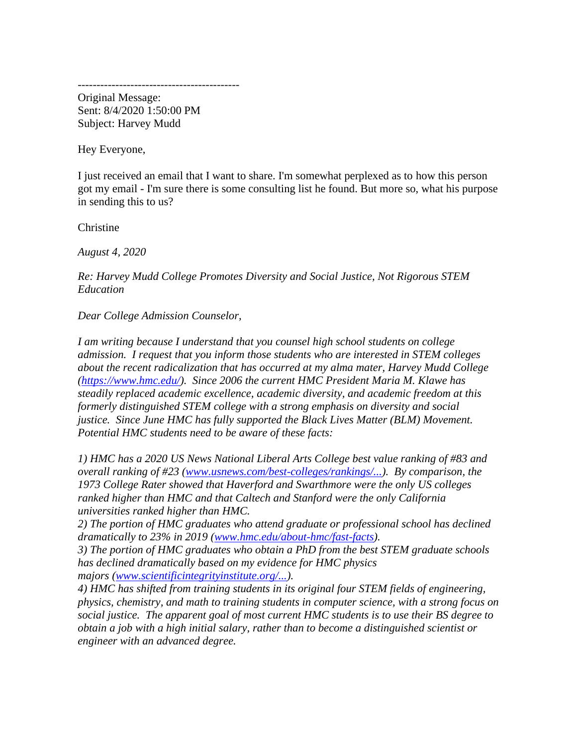-------------------------------------------

Original Message:
Sent: 8/4/2020 1:50:00 PM
Subject: Harvey Mudd

Hey Everyone,

I just received an email that I want to share. I'm somewhat perplexed as to how this person got my email - I'm sure there is some consulting list he found. But more so, what his purpose in sending this to us?

Christine

*August 4, 2020*

*Re: Harvey Mudd College Promotes Diversity and Social Justice, Not Rigorous STEM Education*

*Dear College Admission Counselor,*

*I am writing because I understand that you counsel high school students on college admission. I request that you inform those students who are interested in STEM colleges about the recent radicalization that has occurred at my alma mater, Harvey Mudd College ([https://www.hmc.edu/](https://www.hmc.edu/)). Since 2006 the current HMC President Maria M. Klawe has steadily replaced academic excellence, academic diversity, and academic freedom at this formerly distinguished STEM college with a strong emphasis on diversity and social justice. Since June HMC has fully supported the Black Lives Matter (BLM) Movement. Potential HMC students need to be aware of these facts:*

*1) HMC has a 2020 US News National Liberal Arts College best value ranking of #83 and overall ranking of #23 ([www.usnews.com/best-colleges/rankings/...](www.usnews.com/best-colleges/rankings/...)). By comparison, the 1973 College Rater showed that Haverford and Swarthmore were the only US colleges ranked higher than HMC and that Caltech and Stanford were the only California universities ranked higher than HMC.*
*2) The portion of HMC graduates who attend graduate or professional school has declined dramatically to 23% in 2019 ([www.hmc.edu/about-hmc/fast-facts](www.hmc.edu/about-hmc/fast-facts)).*
*3) The portion of HMC graduates who obtain a PhD from the best STEM graduate schools has declined dramatically based on my evidence for HMC physics majors ([www.scientificintegrityinstitute.org/...](www.scientificintegrityinstitute.org/...)).*
*4) HMC has shifted from training students in its original four STEM fields of engineering, physics, chemistry, and math to training students in computer science, with a strong focus on social justice. The apparent goal of most current HMC students is to use their BS degree to obtain a job with a high initial salary, rather than to become a distinguished scientist or engineer with an advanced degree.*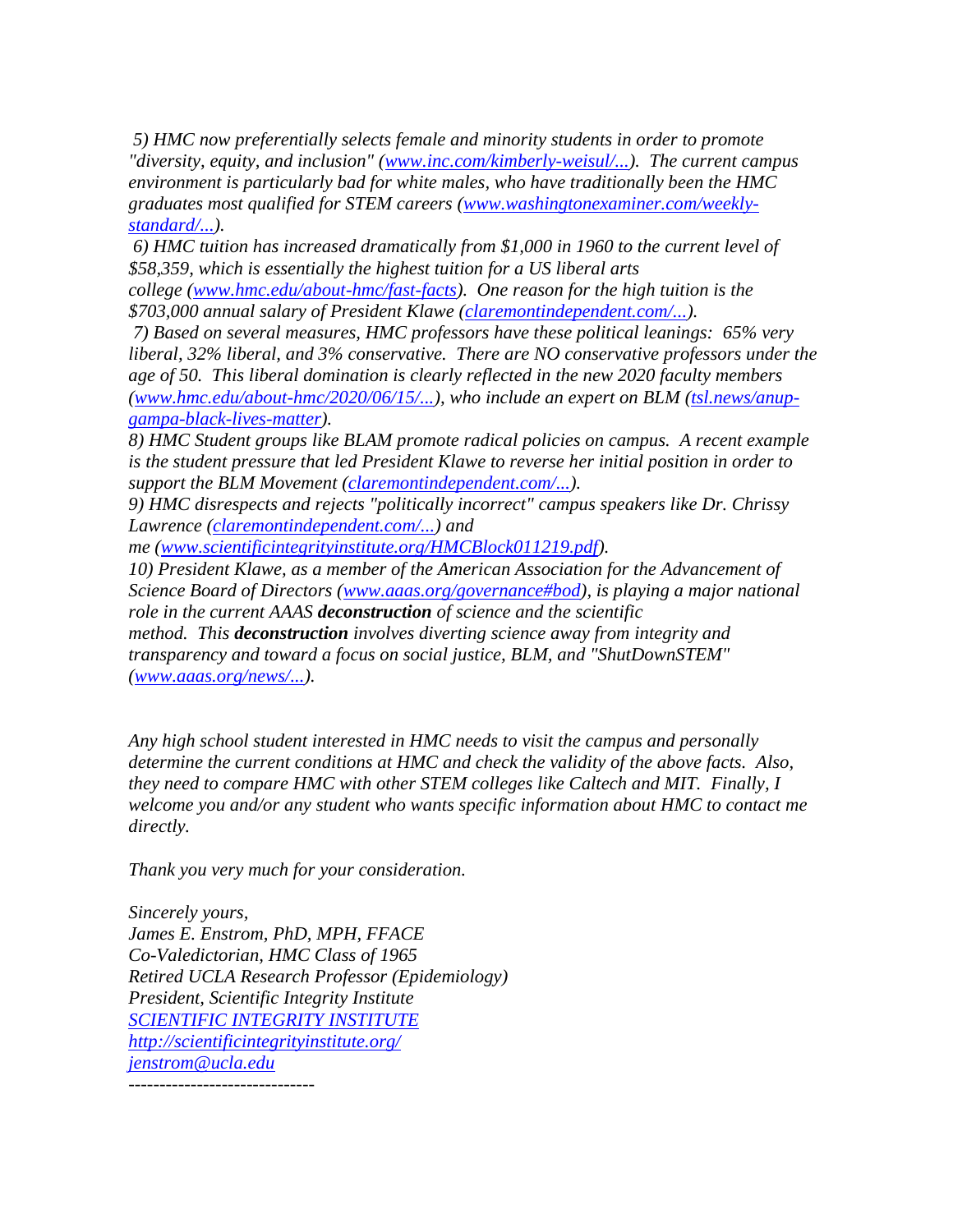*5) HMC now preferentially selects female and minority students in order to promote "diversity, equity, and inclusion" ([www.inc.com/kimberly-weisul/...](www.inc.com/kimberly-weisul/...)). The current campus environment is particularly bad for white males, who have traditionally been the HMC graduates most qualified for STEM careers ([www.washingtonexaminer.com/weekly-standard/...](www.washingtonexaminer.com/weekly-standard/...)).*

*6) HMC tuition has increased dramatically from $1,000 in 1960 to the current level of $58,359, which is essentially the highest tuition for a US liberal arts college ([www.hmc.edu/about-hmc/fast-facts](www.hmc.edu/about-hmc/fast-facts)). One reason for the high tuition is the $703,000 annual salary of President Klawe ([claremontindependent.com/...](claremontindependent.com/...)).*

*7) Based on several measures, HMC professors have these political leanings: 65% very liberal, 32% liberal, and 3% conservative. There are NO conservative professors under the age of 50. This liberal domination is clearly reflected in the new 2020 faculty members ([www.hmc.edu/about-hmc/2020/06/15/...](www.hmc.edu/about-hmc/2020/06/15/...)), who include an expert on BLM ([tsl.news/anup-gampa-black-lives-matter](tsl.news/anup-gampa-black-lives-matter)).*

*8) HMC Student groups like BLAM promote radical policies on campus. A recent example is the student pressure that led President Klawe to reverse her initial position in order to support the BLM Movement ([claremontindependent.com/...](claremontindependent.com/...)).*

*9) HMC disrespects and rejects "politically incorrect" campus speakers like Dr. Chrissy Lawrence ([claremontindependent.com/...](claremontindependent.com/...)) and me ([www.scientificintegrityinstitute.org/HMCBlock011219.pdf](www.scientificintegrityinstitute.org/HMCBlock011219.pdf)).*

*10) President Klawe, as a member of the American Association for the Advancement of Science Board of Directors ([www.aaas.org/governance#bod](www.aaas.org/governance#bod)), is playing a major national role in the current AAAS **deconstruction** of science and the scientific method. This **deconstruction** involves diverting science away from integrity and transparency and toward a focus on social justice, BLM, and "ShutDownSTEM" ([www.aaas.org/news/...](www.aaas.org/news/...)).*

*Any high school student interested in HMC needs to visit the campus and personally determine the current conditions at HMC and check the validity of the above facts. Also, they need to compare HMC with other STEM colleges like Caltech and MIT. Finally, I welcome you and/or any student who wants specific information about HMC to contact me directly.*

*Thank you very much for your consideration.*

*Sincerely yours,*
*James E. Enstrom, PhD, MPH, FFACE*
*Co-Valedictorian, HMC Class of 1965*
*Retired UCLA Research Professor (Epidemiology)*
*President, Scientific Integrity Institute*
*[SCIENTIFIC INTEGRITY INSTITUTE](http://scientificintegrityinstitute.org/)*
*[http://scientificintegrityinstitute.org/](http://scientificintegrityinstitute.org/)*
*[jenstrom@ucla.edu](mailto:jenstrom@ucla.edu)*
*------------------------------*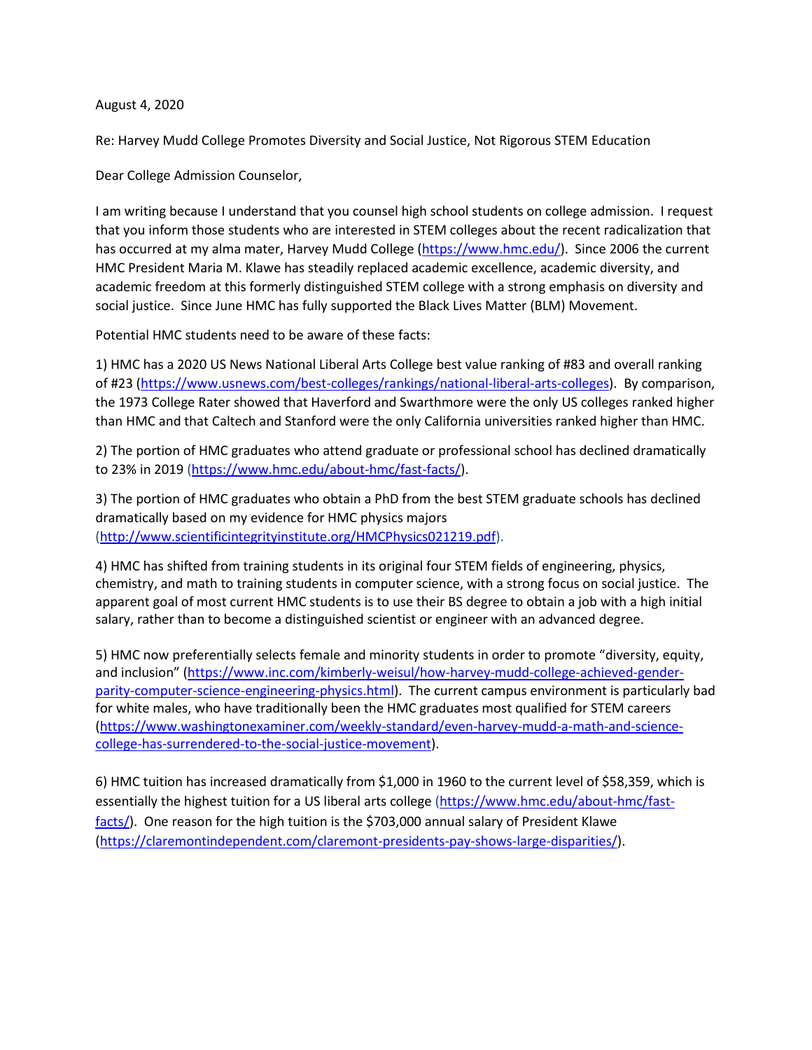August 4, 2020

Re: Harvey Mudd College Promotes Diversity and Social Justice, Not Rigorous STEM Education

Dear College Admission Counselor,

I am writing because I understand that you counsel high school students on college admission. I request that you inform those students who are interested in STEM colleges about the recent radicalization that has occurred at my alma mater, Harvey Mudd College (https://www.hmc.edu/). Since 2006 the current HMC President Maria M. Klawe has steadily replaced academic excellence, academic diversity, and academic freedom at this formerly distinguished STEM college with a strong emphasis on diversity and social justice. Since June HMC has fully supported the Black Lives Matter (BLM) Movement.

Potential HMC students need to be aware of these facts:

1) HMC has a 2020 US News National Liberal Arts College best value ranking of #83 and overall ranking of #23 (https://www.usnews.com/best-colleges/rankings/national-liberal-arts-colleges). By comparison, the 1973 College Rater showed that Haverford and Swarthmore were the only US colleges ranked higher than HMC and that Caltech and Stanford were the only California universities ranked higher than HMC.

2) The portion of HMC graduates who attend graduate or professional school has declined dramatically to 23% in 2019 (https://www.hmc.edu/about-hmc/fast-facts/).

3) The portion of HMC graduates who obtain a PhD from the best STEM graduate schools has declined dramatically based on my evidence for HMC physics majors (http://www.scientificintegrityinstitute.org/HMCPhysics021219.pdf).

4) HMC has shifted from training students in its original four STEM fields of engineering, physics, chemistry, and math to training students in computer science, with a strong focus on social justice. The apparent goal of most current HMC students is to use their BS degree to obtain a job with a high initial salary, rather than to become a distinguished scientist or engineer with an advanced degree.

5) HMC now preferentially selects female and minority students in order to promote "diversity, equity, and inclusion" (https://www.inc.com/kimberly-weisul/how-harvey-mudd-college-achieved-gender-parity-computer-science-engineering-physics.html). The current campus environment is particularly bad for white males, who have traditionally been the HMC graduates most qualified for STEM careers (https://www.washingtonexaminer.com/weekly-standard/even-harvey-mudd-a-math-and-science-college-has-surrendered-to-the-social-justice-movement).

6) HMC tuition has increased dramatically from $1,000 in 1960 to the current level of $58,359, which is essentially the highest tuition for a US liberal arts college (https://www.hmc.edu/about-hmc/fast-facts/). One reason for the high tuition is the $703,000 annual salary of President Klawe (https://claremontindependent.com/claremont-presidents-pay-shows-large-disparities/).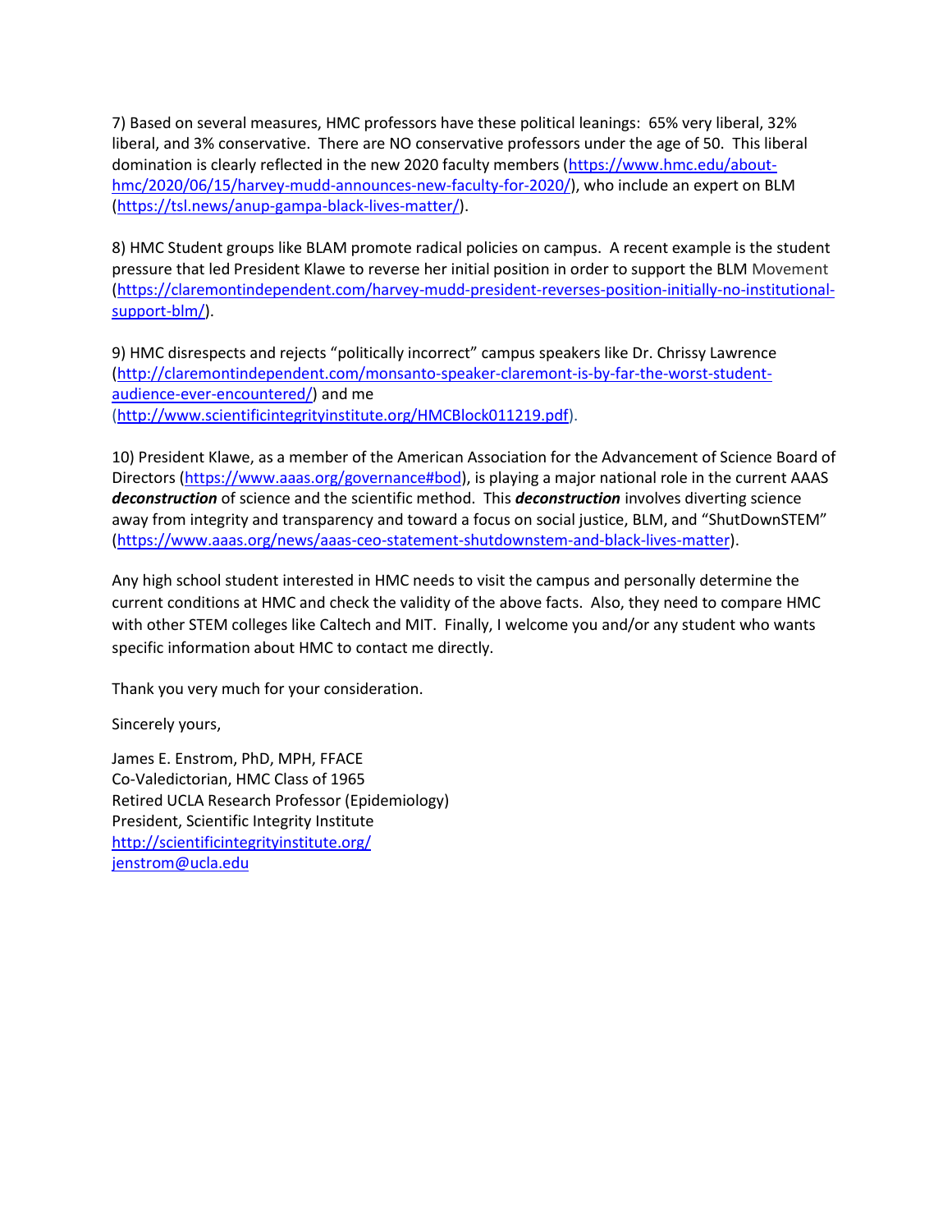7) Based on several measures, HMC professors have these political leanings: 65% very liberal, 32% liberal, and 3% conservative. There are NO conservative professors under the age of 50. This liberal domination is clearly reflected in the new 2020 faculty members (https://www.hmc.edu/about-hmc/2020/06/15/harvey-mudd-announces-new-faculty-for-2020/), who include an expert on BLM (https://tsl.news/anup-gampa-black-lives-matter/).

8) HMC Student groups like BLAM promote radical policies on campus. A recent example is the student pressure that led President Klawe to reverse her initial position in order to support the BLM Movement (https://claremontindependent.com/harvey-mudd-president-reverses-position-initially-no-institutional-support-blm/).

9) HMC disrespects and rejects "politically incorrect" campus speakers like Dr. Chrissy Lawrence (http://claremontindependent.com/monsanto-speaker-claremont-is-by-far-the-worst-student-audience-ever-encountered/) and me (http://www.scientificintegrityinstitute.org/HMCBlock011219.pdf).

10) President Klawe, as a member of the American Association for the Advancement of Science Board of Directors (https://www.aaas.org/governance#bod), is playing a major national role in the current AAAS ***deconstruction*** of science and the scientific method. This ***deconstruction*** involves diverting science away from integrity and transparency and toward a focus on social justice, BLM, and "ShutDownSTEM" (https://www.aaas.org/news/aaas-ceo-statement-shutdownstem-and-black-lives-matter).

Any high school student interested in HMC needs to visit the campus and personally determine the current conditions at HMC and check the validity of the above facts. Also, they need to compare HMC with other STEM colleges like Caltech and MIT. Finally, I welcome you and/or any student who wants specific information about HMC to contact me directly.

Thank you very much for your consideration.

Sincerely yours,

James E. Enstrom, PhD, MPH, FFACE
Co-Valedictorian, HMC Class of 1965
Retired UCLA Research Professor (Epidemiology)
President, Scientific Integrity Institute
http://scientificintegrityinstitute.org/
jenstrom@ucla.edu